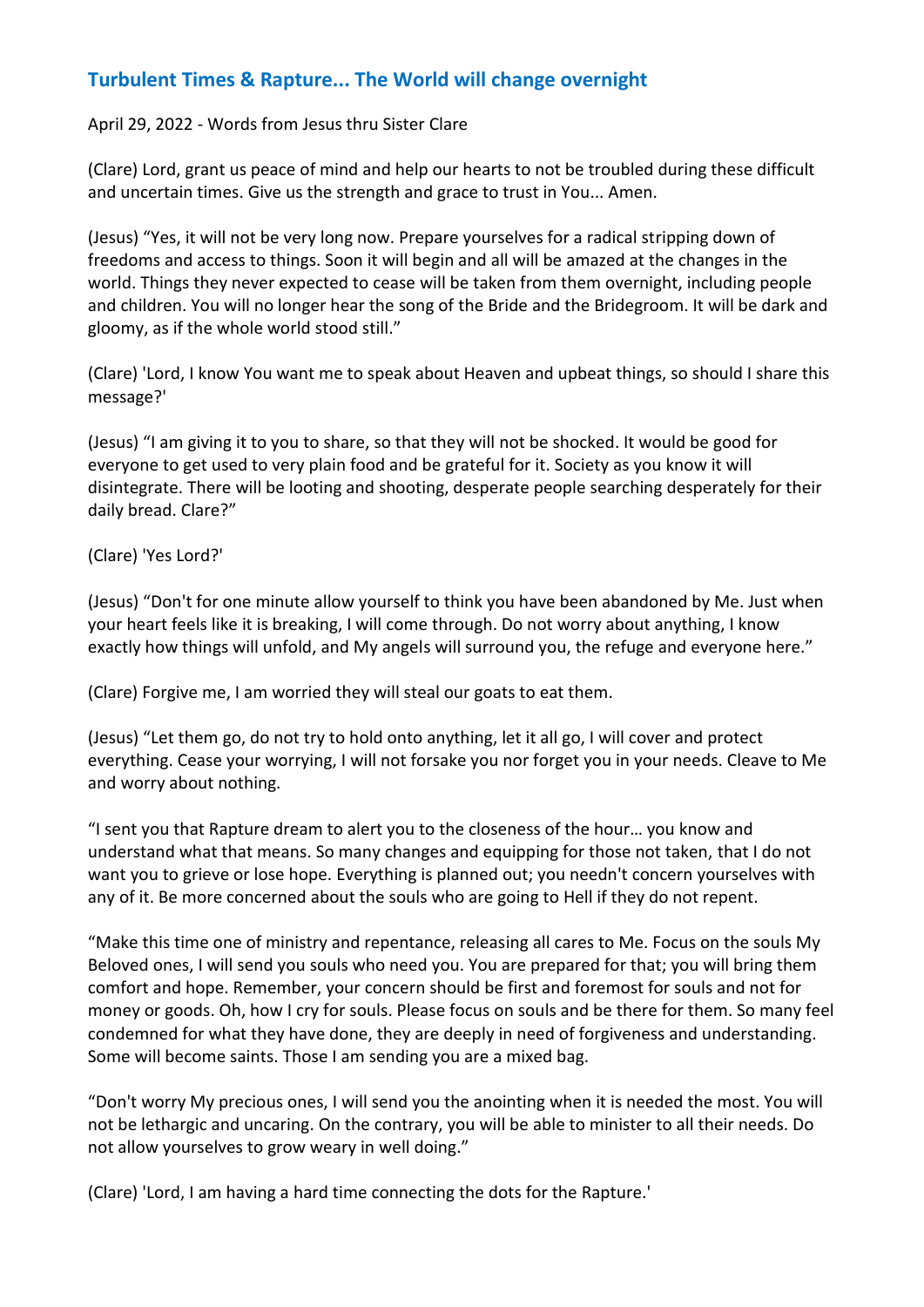## Turbulent Times & Rapture... The World will change overnight

April 29, 2022 - Words from Jesus thru Sister Clare

(Clare) Lord, grant us peace of mind and help our hearts to not be troubled during these difficult and uncertain times. Give us the strength and grace to trust in You... Amen.

(Jesus) "Yes, it will not be very long now. Prepare yourselves for a radical stripping down of freedoms and access to things. Soon it will begin and all will be amazed at the changes in the world. Things they never expected to cease will be taken from them overnight, including people and children. You will no longer hear the song of the Bride and the Bridegroom. It will be dark and gloomy, as if the whole world stood still."

(Clare) 'Lord, I know You want me to speak about Heaven and upbeat things, so should I share this message?'

(Jesus) "I am giving it to you to share, so that they will not be shocked. It would be good for everyone to get used to very plain food and be grateful for it. Society as you know it will disintegrate. There will be looting and shooting, desperate people searching desperately for their daily bread. Clare?"

(Clare) 'Yes Lord?'

(Jesus) "Don't for one minute allow yourself to think you have been abandoned by Me. Just when your heart feels like it is breaking, I will come through. Do not worry about anything, I know exactly how things will unfold, and My angels will surround you, the refuge and everyone here."

(Clare) Forgive me, I am worried they will steal our goats to eat them.

(Jesus) "Let them go, do not try to hold onto anything, let it all go, I will cover and protect everything. Cease your worrying, I will not forsake you nor forget you in your needs. Cleave to Me and worry about nothing.

"I sent you that Rapture dream to alert you to the closeness of the hour… you know and understand what that means. So many changes and equipping for those not taken, that I do not want you to grieve or lose hope. Everything is planned out; you needn't concern yourselves with any of it. Be more concerned about the souls who are going to Hell if they do not repent.

"Make this time one of ministry and repentance, releasing all cares to Me. Focus on the souls My Beloved ones, I will send you souls who need you. You are prepared for that; you will bring them comfort and hope. Remember, your concern should be first and foremost for souls and not for money or goods. Oh, how I cry for souls. Please focus on souls and be there for them. So many feel condemned for what they have done, they are deeply in need of forgiveness and understanding. Some will become saints. Those I am sending you are a mixed bag.

"Don't worry My precious ones, I will send you the anointing when it is needed the most. You will not be lethargic and uncaring. On the contrary, you will be able to minister to all their needs. Do not allow yourselves to grow weary in well doing."

(Clare) 'Lord, I am having a hard time connecting the dots for the Rapture.'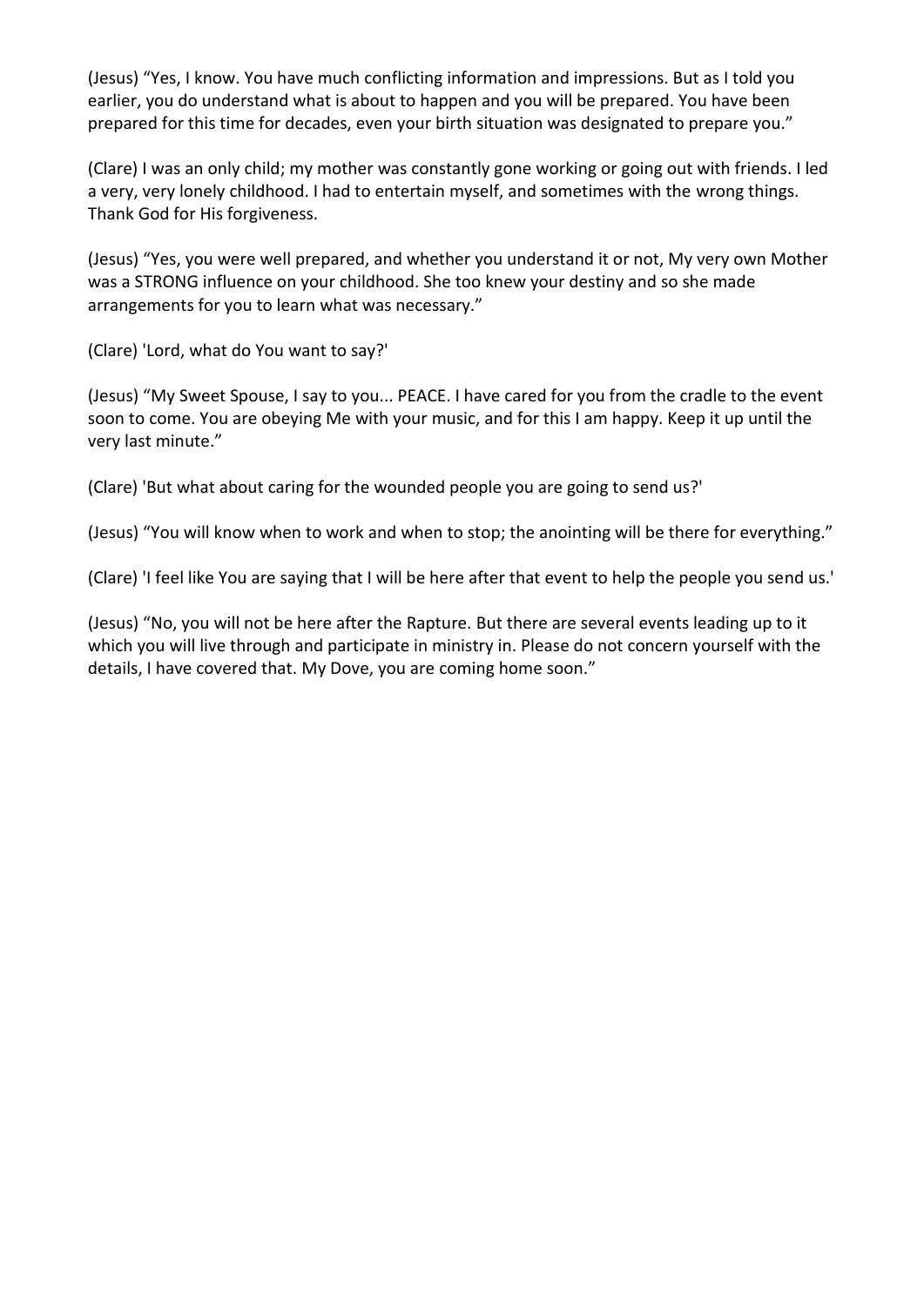(Jesus) “Yes, I know. You have much conflicting information and impressions. But as I told you earlier, you do understand what is about to happen and you will be prepared. You have been prepared for this time for decades, even your birth situation was designated to prepare you.”

(Clare) I was an only child; my mother was constantly gone working or going out with friends. I led a very, very lonely childhood. I had to entertain myself, and sometimes with the wrong things. Thank God for His forgiveness.

(Jesus) “Yes, you were well prepared, and whether you understand it or not, My very own Mother was a STRONG influence on your childhood. She too knew your destiny and so she made arrangements for you to learn what was necessary.”

(Clare) 'Lord, what do You want to say?'

(Jesus) “My Sweet Spouse, I say to you... PEACE. I have cared for you from the cradle to the event soon to come. You are obeying Me with your music, and for this I am happy. Keep it up until the very last minute.”

(Clare) 'But what about caring for the wounded people you are going to send us?'

(Jesus) “You will know when to work and when to stop; the anointing will be there for everything.”

(Clare) 'I feel like You are saying that I will be here after that event to help the people you send us.'

(Jesus) “No, you will not be here after the Rapture. But there are several events leading up to it which you will live through and participate in ministry in. Please do not concern yourself with the details, I have covered that. My Dove, you are coming home soon.”